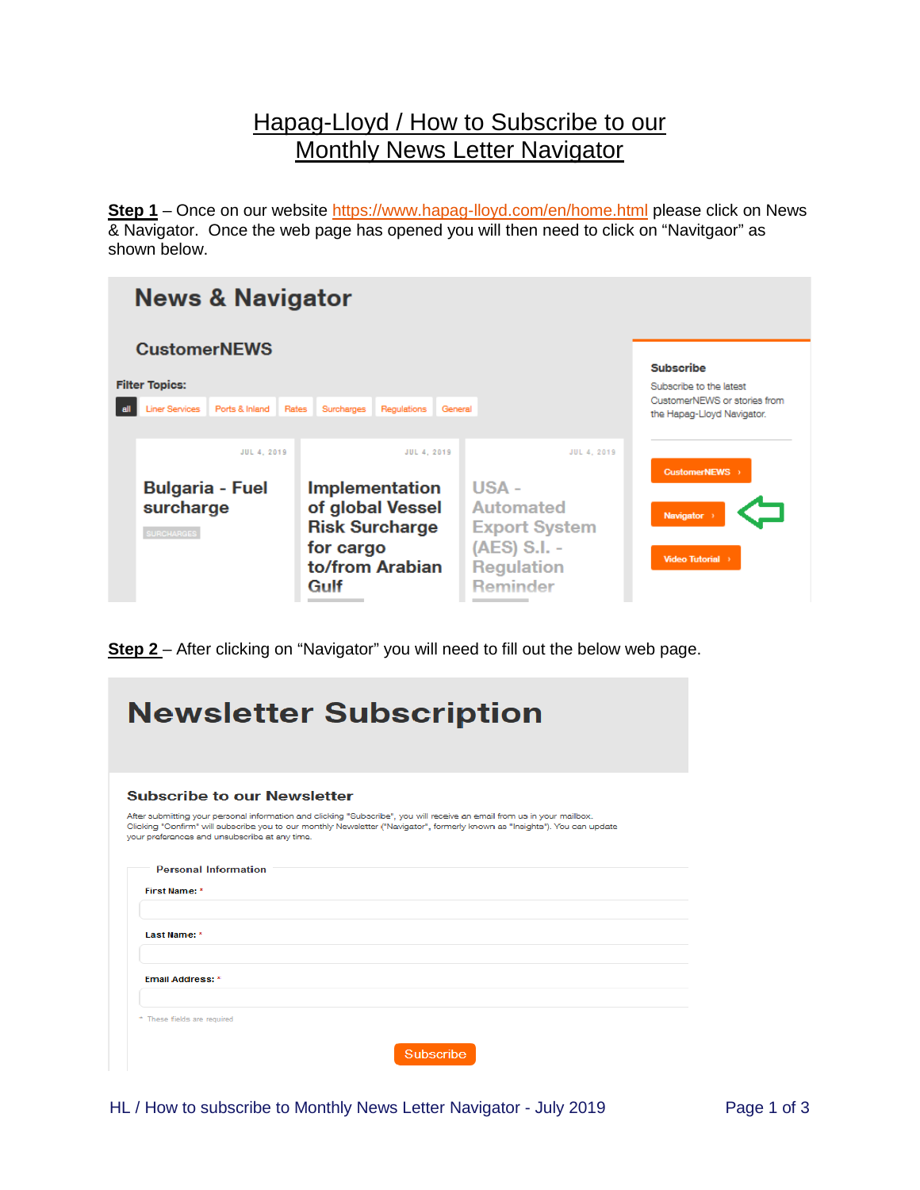# Hapag-Lloyd / How to Subscribe to our Monthly News Letter Navigator

**Step 1** – Once on our website https://www.hapag-lloyd.com/en/home.html please click on News & Navigator. Once the web page has opened you will then need to click on "Navitgaor" as shown below.

News & Navigator

CustomerNEWS

Filter Topics:

all | Liner Services | Ports & Inland | Rates | Surcharges | Regulations | General

JUL 4, 2019
Bulgaria - Fuel surcharge
SURCHARGES

JUL 4, 2019
Implementation of global Vessel Risk Surcharge for cargo to/from Arabian Gulf

JUL 4, 2019
USA - Automated Export System (AES) S.I. - Regulation Reminder

Subscribe

Subscribe to the latest CustomerNEWS or stories from the Hapag-Lloyd Navigator.

CustomerNEWS ›

Navigator ›

Video Tutorial ›

**Step 2** – After clicking on "Navigator" you will need to fill out the below web page.

Newsletter Subscription

Subscribe to our Newsletter

After submitting your personal information and clicking "Subscribe", you will receive an email from us in your mailbox. Clicking "Confirm" will subscribe you to our monthly Newsletter ("Navigator", formerly known as "Insights"). You can update your preferences and unsubscribe at any time.

Personal Information

First Name: *

Last Name: *

Email Address: *

\* These fields are required

Subscribe

HL / How to subscribe to Monthly News Letter Navigator - July 2019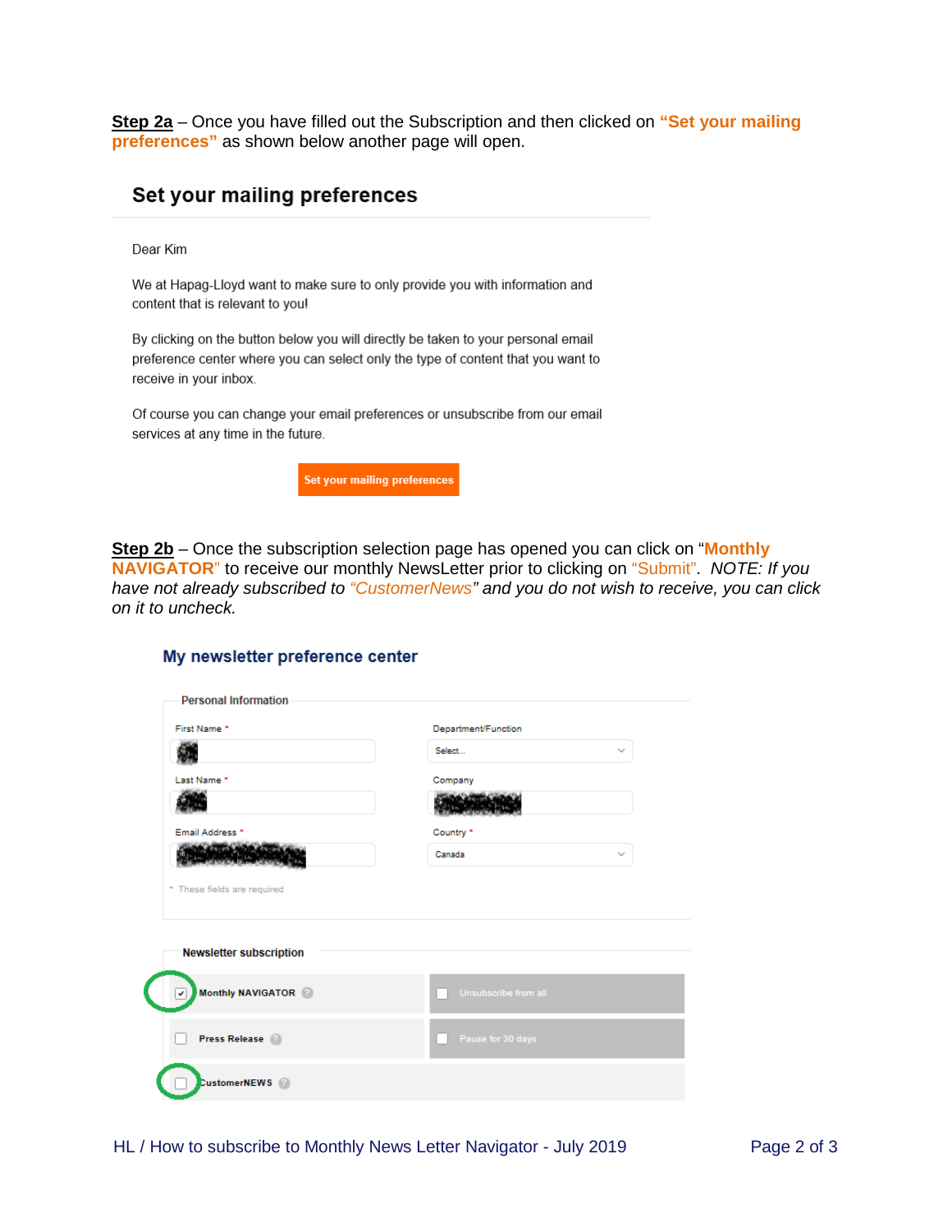**Step 2a** – Once you have filled out the Subscription and then clicked on **"Set your mailing preferences"** as shown below another page will open.

## Set your mailing preferences

Dear Kim

We at Hapag-Lloyd want to make sure to only provide you with information and content that is relevant to you!

By clicking on the button below you will directly be taken to your personal email preference center where you can select only the type of content that you want to receive in your inbox.

Of course you can change your email preferences or unsubscribe from our email services at any time in the future.

**Set your mailing preferences**

**Step 2b** – Once the subscription selection page has opened you can click on "**Monthly NAVIGATOR**" to receive our monthly NewsLetter prior to clicking on "Submit". *NOTE: If you have not already subscribed to "CustomerNews" and you do not wish to receive, you can click on it to uncheck.*

## My newsletter preference center

**Personal Information**

First Name *

Department/Function

Select...

Last Name *

Company

Email Address *

Country *

Canada

* These fields are required

**Newsletter subscription**

- [x] **Monthly NAVIGATOR**
- [ ] Unsubscribe from all
- [ ] **Press Release**
- [ ] Pause for 30 days
- [ ] **CustomerNEWS**

HL / How to subscribe to Monthly News Letter Navigator - July 2019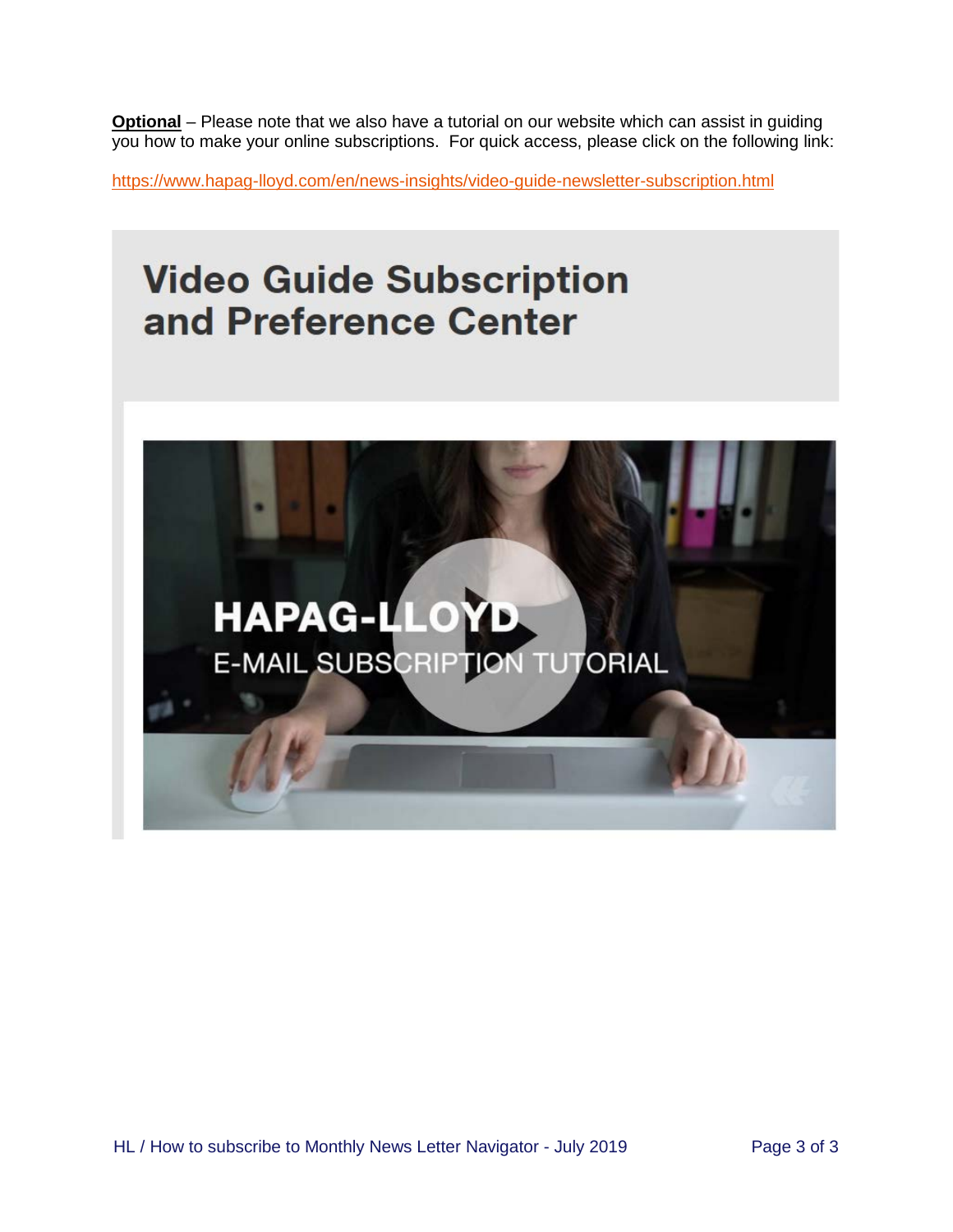**Optional** – Please note that we also have a tutorial on our website which can assist in guiding you how to make your online subscriptions. For quick access, please click on the following link:

https://www.hapag-lloyd.com/en/news-insights/video-guide-newsletter-subscription.html

## Video Guide Subscription and Preference Center

HAPAG-LLOYD
E-MAIL SUBSCRIPTION TUTORIAL